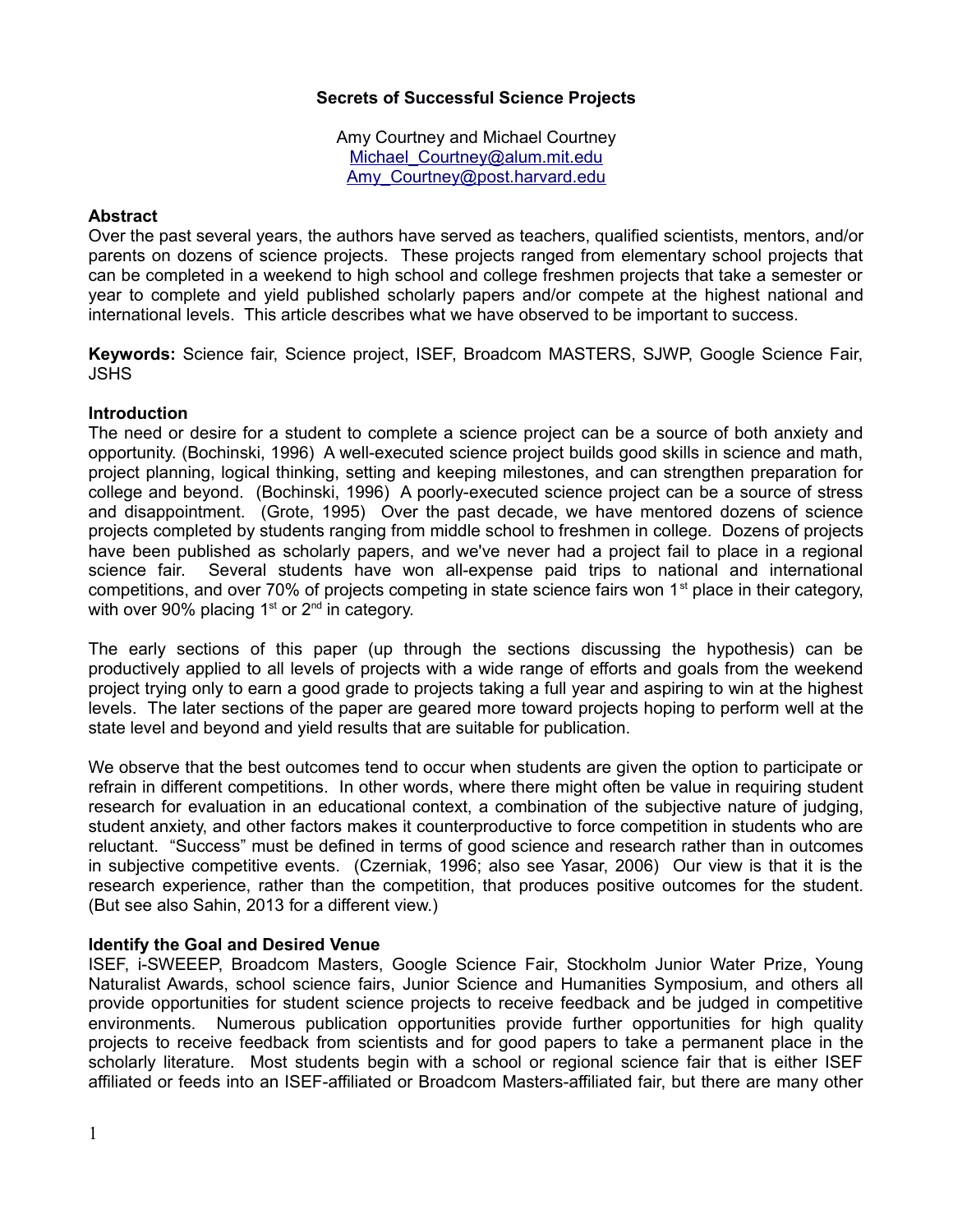# Secrets of Successful Science Projects

Amy Courtney and Michael Courtney
Michael_Courtney@alum.mit.edu
Amy_Courtney@post.harvard.edu

## Abstract

Over the past several years, the authors have served as teachers, qualified scientists, mentors, and/or parents on dozens of science projects. These projects ranged from elementary school projects that can be completed in a weekend to high school and college freshmen projects that take a semester or year to complete and yield published scholarly papers and/or compete at the highest national and international levels. This article describes what we have observed to be important to success.

**Keywords:** Science fair, Science project, ISEF, Broadcom MASTERS, SJWP, Google Science Fair, JSHS

## Introduction

The need or desire for a student to complete a science project can be a source of both anxiety and opportunity. (Bochinski, 1996) A well-executed science project builds good skills in science and math, project planning, logical thinking, setting and keeping milestones, and can strengthen preparation for college and beyond. (Bochinski, 1996) A poorly-executed science project can be a source of stress and disappointment. (Grote, 1995) Over the past decade, we have mentored dozens of science projects completed by students ranging from middle school to freshmen in college. Dozens of projects have been published as scholarly papers, and we've never had a project fail to place in a regional science fair. Several students have won all-expense paid trips to national and international competitions, and over 70% of projects competing in state science fairs won 1st place in their category, with over 90% placing 1st or 2nd in category.

The early sections of this paper (up through the sections discussing the hypothesis) can be productively applied to all levels of projects with a wide range of efforts and goals from the weekend project trying only to earn a good grade to projects taking a full year and aspiring to win at the highest levels. The later sections of the paper are geared more toward projects hoping to perform well at the state level and beyond and yield results that are suitable for publication.

We observe that the best outcomes tend to occur when students are given the option to participate or refrain in different competitions. In other words, where there might often be value in requiring student research for evaluation in an educational context, a combination of the subjective nature of judging, student anxiety, and other factors makes it counterproductive to force competition in students who are reluctant. "Success" must be defined in terms of good science and research rather than in outcomes in subjective competitive events. (Czerniak, 1996; also see Yasar, 2006) Our view is that it is the research experience, rather than the competition, that produces positive outcomes for the student. (But see also Sahin, 2013 for a different view.)

## Identify the Goal and Desired Venue

ISEF, i-SWEEEP, Broadcom Masters, Google Science Fair, Stockholm Junior Water Prize, Young Naturalist Awards, school science fairs, Junior Science and Humanities Symposium, and others all provide opportunities for student science projects to receive feedback and be judged in competitive environments. Numerous publication opportunities provide further opportunities for high quality projects to receive feedback from scientists and for good papers to take a permanent place in the scholarly literature. Most students begin with a school or regional science fair that is either ISEF affiliated or feeds into an ISEF-affiliated or Broadcom Masters-affiliated fair, but there are many other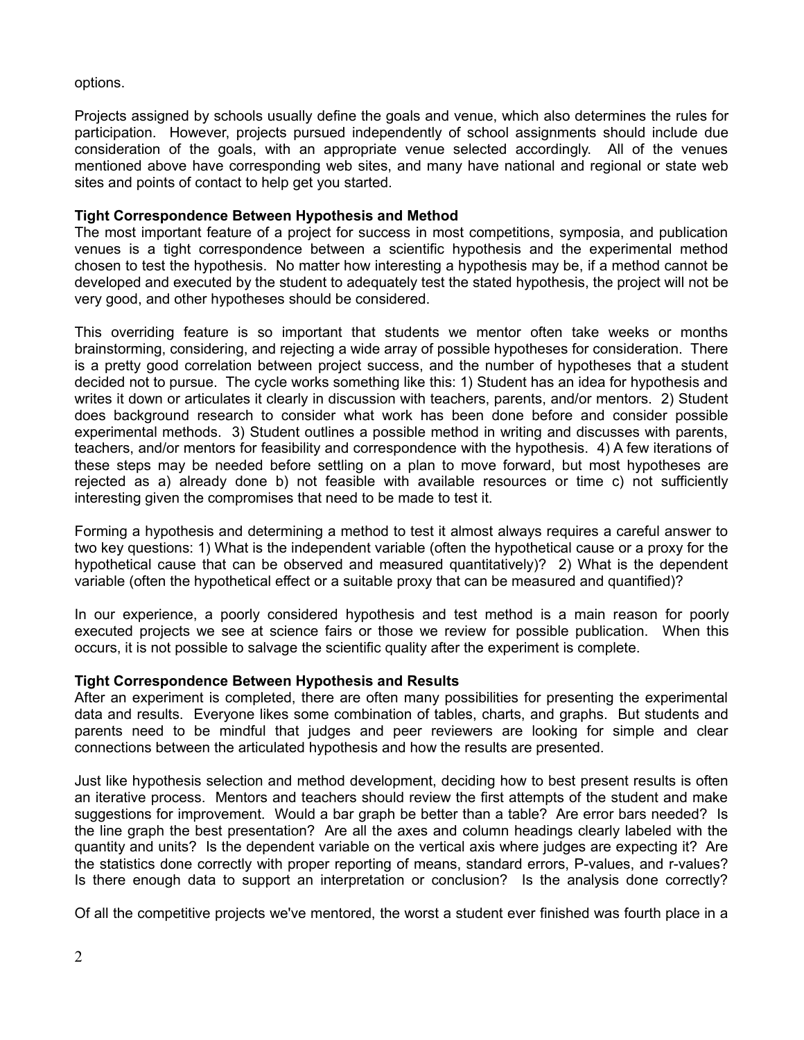options.

Projects assigned by schools usually define the goals and venue, which also determines the rules for participation. However, projects pursued independently of school assignments should include due consideration of the goals, with an appropriate venue selected accordingly. All of the venues mentioned above have corresponding web sites, and many have national and regional or state web sites and points of contact to help get you started.

**Tight Correspondence Between Hypothesis and Method**

The most important feature of a project for success in most competitions, symposia, and publication venues is a tight correspondence between a scientific hypothesis and the experimental method chosen to test the hypothesis. No matter how interesting a hypothesis may be, if a method cannot be developed and executed by the student to adequately test the stated hypothesis, the project will not be very good, and other hypotheses should be considered.

This overriding feature is so important that students we mentor often take weeks or months brainstorming, considering, and rejecting a wide array of possible hypotheses for consideration. There is a pretty good correlation between project success, and the number of hypotheses that a student decided not to pursue. The cycle works something like this: 1) Student has an idea for hypothesis and writes it down or articulates it clearly in discussion with teachers, parents, and/or mentors. 2) Student does background research to consider what work has been done before and consider possible experimental methods. 3) Student outlines a possible method in writing and discusses with parents, teachers, and/or mentors for feasibility and correspondence with the hypothesis. 4) A few iterations of these steps may be needed before settling on a plan to move forward, but most hypotheses are rejected as a) already done b) not feasible with available resources or time c) not sufficiently interesting given the compromises that need to be made to test it.

Forming a hypothesis and determining a method to test it almost always requires a careful answer to two key questions: 1) What is the independent variable (often the hypothetical cause or a proxy for the hypothetical cause that can be observed and measured quantitatively)? 2) What is the dependent variable (often the hypothetical effect or a suitable proxy that can be measured and quantified)?

In our experience, a poorly considered hypothesis and test method is a main reason for poorly executed projects we see at science fairs or those we review for possible publication. When this occurs, it is not possible to salvage the scientific quality after the experiment is complete.

**Tight Correspondence Between Hypothesis and Results**

After an experiment is completed, there are often many possibilities for presenting the experimental data and results. Everyone likes some combination of tables, charts, and graphs. But students and parents need to be mindful that judges and peer reviewers are looking for simple and clear connections between the articulated hypothesis and how the results are presented.

Just like hypothesis selection and method development, deciding how to best present results is often an iterative process. Mentors and teachers should review the first attempts of the student and make suggestions for improvement. Would a bar graph be better than a table? Are error bars needed? Is the line graph the best presentation? Are all the axes and column headings clearly labeled with the quantity and units? Is the dependent variable on the vertical axis where judges are expecting it? Are the statistics done correctly with proper reporting of means, standard errors, P-values, and r-values? Is there enough data to support an interpretation or conclusion? Is the analysis done correctly?

Of all the competitive projects we've mentored, the worst a student ever finished was fourth place in a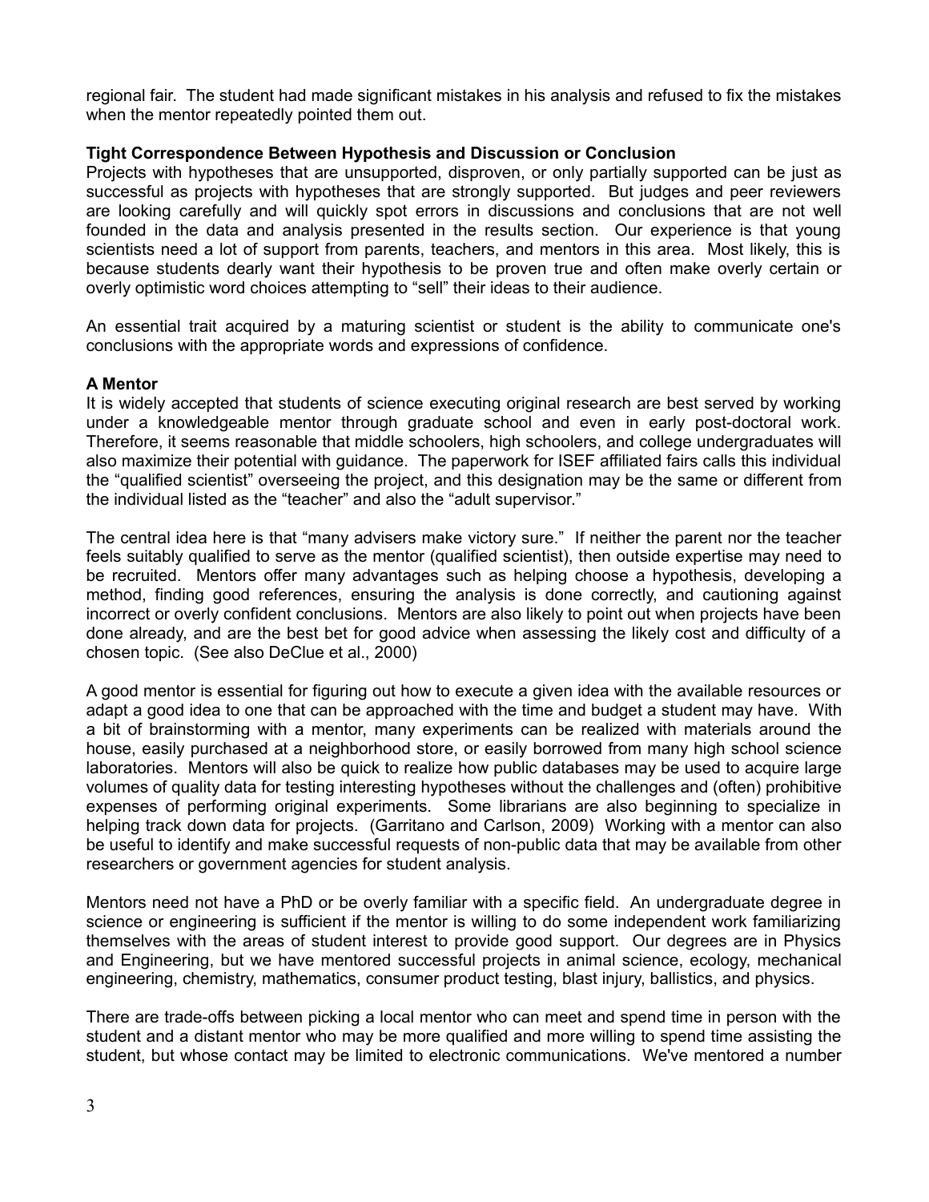regional fair. The student had made significant mistakes in his analysis and refused to fix the mistakes when the mentor repeatedly pointed them out.

**Tight Correspondence Between Hypothesis and Discussion or Conclusion**

Projects with hypotheses that are unsupported, disproven, or only partially supported can be just as successful as projects with hypotheses that are strongly supported. But judges and peer reviewers are looking carefully and will quickly spot errors in discussions and conclusions that are not well founded in the data and analysis presented in the results section. Our experience is that young scientists need a lot of support from parents, teachers, and mentors in this area. Most likely, this is because students dearly want their hypothesis to be proven true and often make overly certain or overly optimistic word choices attempting to "sell" their ideas to their audience.

An essential trait acquired by a maturing scientist or student is the ability to communicate one's conclusions with the appropriate words and expressions of confidence.

**A Mentor**

It is widely accepted that students of science executing original research are best served by working under a knowledgeable mentor through graduate school and even in early post-doctoral work. Therefore, it seems reasonable that middle schoolers, high schoolers, and college undergraduates will also maximize their potential with guidance. The paperwork for ISEF affiliated fairs calls this individual the "qualified scientist" overseeing the project, and this designation may be the same or different from the individual listed as the "teacher" and also the "adult supervisor."

The central idea here is that "many advisers make victory sure." If neither the parent nor the teacher feels suitably qualified to serve as the mentor (qualified scientist), then outside expertise may need to be recruited. Mentors offer many advantages such as helping choose a hypothesis, developing a method, finding good references, ensuring the analysis is done correctly, and cautioning against incorrect or overly confident conclusions. Mentors are also likely to point out when projects have been done already, and are the best bet for good advice when assessing the likely cost and difficulty of a chosen topic. (See also DeClue et al., 2000)

A good mentor is essential for figuring out how to execute a given idea with the available resources or adapt a good idea to one that can be approached with the time and budget a student may have. With a bit of brainstorming with a mentor, many experiments can be realized with materials around the house, easily purchased at a neighborhood store, or easily borrowed from many high school science laboratories. Mentors will also be quick to realize how public databases may be used to acquire large volumes of quality data for testing interesting hypotheses without the challenges and (often) prohibitive expenses of performing original experiments. Some librarians are also beginning to specialize in helping track down data for projects. (Garritano and Carlson, 2009) Working with a mentor can also be useful to identify and make successful requests of non-public data that may be available from other researchers or government agencies for student analysis.

Mentors need not have a PhD or be overly familiar with a specific field. An undergraduate degree in science or engineering is sufficient if the mentor is willing to do some independent work familiarizing themselves with the areas of student interest to provide good support. Our degrees are in Physics and Engineering, but we have mentored successful projects in animal science, ecology, mechanical engineering, chemistry, mathematics, consumer product testing, blast injury, ballistics, and physics.

There are trade-offs between picking a local mentor who can meet and spend time in person with the student and a distant mentor who may be more qualified and more willing to spend time assisting the student, but whose contact may be limited to electronic communications. We've mentored a number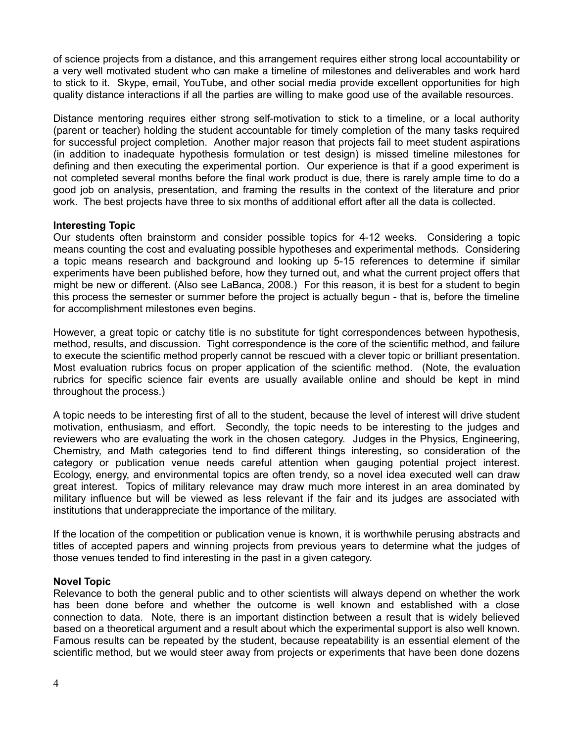of science projects from a distance, and this arrangement requires either strong local accountability or a very well motivated student who can make a timeline of milestones and deliverables and work hard to stick to it. Skype, email, YouTube, and other social media provide excellent opportunities for high quality distance interactions if all the parties are willing to make good use of the available resources.

Distance mentoring requires either strong self-motivation to stick to a timeline, or a local authority (parent or teacher) holding the student accountable for timely completion of the many tasks required for successful project completion. Another major reason that projects fail to meet student aspirations (in addition to inadequate hypothesis formulation or test design) is missed timeline milestones for defining and then executing the experimental portion. Our experience is that if a good experiment is not completed several months before the final work product is due, there is rarely ample time to do a good job on analysis, presentation, and framing the results in the context of the literature and prior work. The best projects have three to six months of additional effort after all the data is collected.

**Interesting Topic**

Our students often brainstorm and consider possible topics for 4-12 weeks. Considering a topic means counting the cost and evaluating possible hypotheses and experimental methods. Considering a topic means research and background and looking up 5-15 references to determine if similar experiments have been published before, how they turned out, and what the current project offers that might be new or different. (Also see LaBanca, 2008.) For this reason, it is best for a student to begin this process the semester or summer before the project is actually begun - that is, before the timeline for accomplishment milestones even begins.

However, a great topic or catchy title is no substitute for tight correspondences between hypothesis, method, results, and discussion. Tight correspondence is the core of the scientific method, and failure to execute the scientific method properly cannot be rescued with a clever topic or brilliant presentation. Most evaluation rubrics focus on proper application of the scientific method. (Note, the evaluation rubrics for specific science fair events are usually available online and should be kept in mind throughout the process.)

A topic needs to be interesting first of all to the student, because the level of interest will drive student motivation, enthusiasm, and effort. Secondly, the topic needs to be interesting to the judges and reviewers who are evaluating the work in the chosen category. Judges in the Physics, Engineering, Chemistry, and Math categories tend to find different things interesting, so consideration of the category or publication venue needs careful attention when gauging potential project interest. Ecology, energy, and environmental topics are often trendy, so a novel idea executed well can draw great interest. Topics of military relevance may draw much more interest in an area dominated by military influence but will be viewed as less relevant if the fair and its judges are associated with institutions that underappreciate the importance of the military.

If the location of the competition or publication venue is known, it is worthwhile perusing abstracts and titles of accepted papers and winning projects from previous years to determine what the judges of those venues tended to find interesting in the past in a given category.

**Novel Topic**

Relevance to both the general public and to other scientists will always depend on whether the work has been done before and whether the outcome is well known and established with a close connection to data. Note, there is an important distinction between a result that is widely believed based on a theoretical argument and a result about which the experimental support is also well known. Famous results can be repeated by the student, because repeatability is an essential element of the scientific method, but we would steer away from projects or experiments that have been done dozens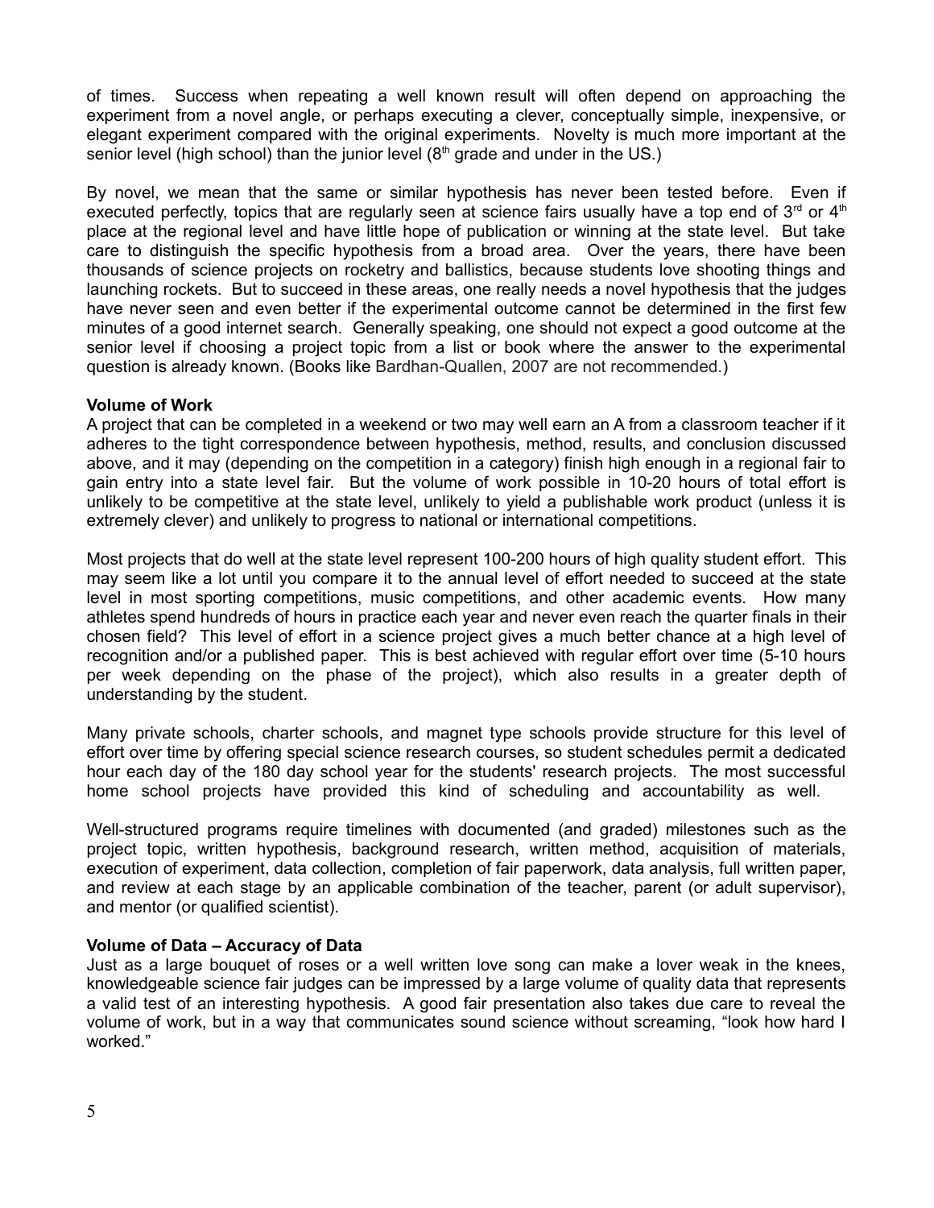of times. Success when repeating a well known result will often depend on approaching the experiment from a novel angle, or perhaps executing a clever, conceptually simple, inexpensive, or elegant experiment compared with the original experiments. Novelty is much more important at the senior level (high school) than the junior level (8th grade and under in the US.)

By novel, we mean that the same or similar hypothesis has never been tested before. Even if executed perfectly, topics that are regularly seen at science fairs usually have a top end of 3rd or 4th place at the regional level and have little hope of publication or winning at the state level. But take care to distinguish the specific hypothesis from a broad area. Over the years, there have been thousands of science projects on rocketry and ballistics, because students love shooting things and launching rockets. But to succeed in these areas, one really needs a novel hypothesis that the judges have never seen and even better if the experimental outcome cannot be determined in the first few minutes of a good internet search. Generally speaking, one should not expect a good outcome at the senior level if choosing a project topic from a list or book where the answer to the experimental question is already known. (Books like Bardhan-Quallen, 2007 are not recommended.)

**Volume of Work**

A project that can be completed in a weekend or two may well earn an A from a classroom teacher if it adheres to the tight correspondence between hypothesis, method, results, and conclusion discussed above, and it may (depending on the competition in a category) finish high enough in a regional fair to gain entry into a state level fair. But the volume of work possible in 10-20 hours of total effort is unlikely to be competitive at the state level, unlikely to yield a publishable work product (unless it is extremely clever) and unlikely to progress to national or international competitions.

Most projects that do well at the state level represent 100-200 hours of high quality student effort. This may seem like a lot until you compare it to the annual level of effort needed to succeed at the state level in most sporting competitions, music competitions, and other academic events. How many athletes spend hundreds of hours in practice each year and never even reach the quarter finals in their chosen field? This level of effort in a science project gives a much better chance at a high level of recognition and/or a published paper. This is best achieved with regular effort over time (5-10 hours per week depending on the phase of the project), which also results in a greater depth of understanding by the student.

Many private schools, charter schools, and magnet type schools provide structure for this level of effort over time by offering special science research courses, so student schedules permit a dedicated hour each day of the 180 day school year for the students' research projects. The most successful home school projects have provided this kind of scheduling and accountability as well.

Well-structured programs require timelines with documented (and graded) milestones such as the project topic, written hypothesis, background research, written method, acquisition of materials, execution of experiment, data collection, completion of fair paperwork, data analysis, full written paper, and review at each stage by an applicable combination of the teacher, parent (or adult supervisor), and mentor (or qualified scientist).

**Volume of Data – Accuracy of Data**

Just as a large bouquet of roses or a well written love song can make a lover weak in the knees, knowledgeable science fair judges can be impressed by a large volume of quality data that represents a valid test of an interesting hypothesis. A good fair presentation also takes due care to reveal the volume of work, but in a way that communicates sound science without screaming, "look how hard I worked."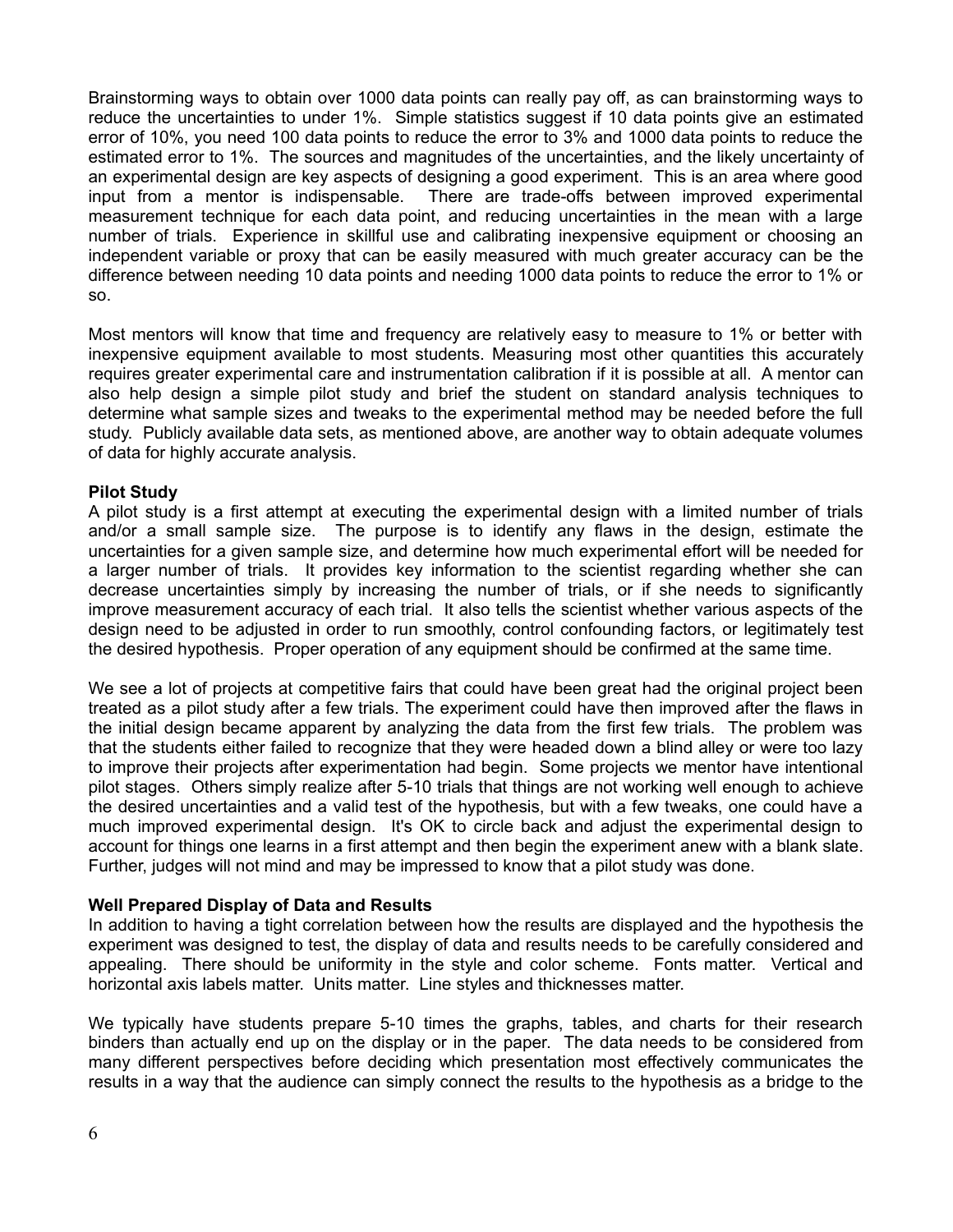Brainstorming ways to obtain over 1000 data points can really pay off, as can brainstorming ways to reduce the uncertainties to under 1%. Simple statistics suggest if 10 data points give an estimated error of 10%, you need 100 data points to reduce the error to 3% and 1000 data points to reduce the estimated error to 1%. The sources and magnitudes of the uncertainties, and the likely uncertainty of an experimental design are key aspects of designing a good experiment. This is an area where good input from a mentor is indispensable. There are trade-offs between improved experimental measurement technique for each data point, and reducing uncertainties in the mean with a large number of trials. Experience in skillful use and calibrating inexpensive equipment or choosing an independent variable or proxy that can be easily measured with much greater accuracy can be the difference between needing 10 data points and needing 1000 data points to reduce the error to 1% or so.

Most mentors will know that time and frequency are relatively easy to measure to 1% or better with inexpensive equipment available to most students. Measuring most other quantities this accurately requires greater experimental care and instrumentation calibration if it is possible at all. A mentor can also help design a simple pilot study and brief the student on standard analysis techniques to determine what sample sizes and tweaks to the experimental method may be needed before the full study. Publicly available data sets, as mentioned above, are another way to obtain adequate volumes of data for highly accurate analysis.

**Pilot Study**

A pilot study is a first attempt at executing the experimental design with a limited number of trials and/or a small sample size. The purpose is to identify any flaws in the design, estimate the uncertainties for a given sample size, and determine how much experimental effort will be needed for a larger number of trials. It provides key information to the scientist regarding whether she can decrease uncertainties simply by increasing the number of trials, or if she needs to significantly improve measurement accuracy of each trial. It also tells the scientist whether various aspects of the design need to be adjusted in order to run smoothly, control confounding factors, or legitimately test the desired hypothesis. Proper operation of any equipment should be confirmed at the same time.

We see a lot of projects at competitive fairs that could have been great had the original project been treated as a pilot study after a few trials. The experiment could have then improved after the flaws in the initial design became apparent by analyzing the data from the first few trials. The problem was that the students either failed to recognize that they were headed down a blind alley or were too lazy to improve their projects after experimentation had begin. Some projects we mentor have intentional pilot stages. Others simply realize after 5-10 trials that things are not working well enough to achieve the desired uncertainties and a valid test of the hypothesis, but with a few tweaks, one could have a much improved experimental design. It's OK to circle back and adjust the experimental design to account for things one learns in a first attempt and then begin the experiment anew with a blank slate. Further, judges will not mind and may be impressed to know that a pilot study was done.

**Well Prepared Display of Data and Results**

In addition to having a tight correlation between how the results are displayed and the hypothesis the experiment was designed to test, the display of data and results needs to be carefully considered and appealing. There should be uniformity in the style and color scheme. Fonts matter. Vertical and horizontal axis labels matter. Units matter. Line styles and thicknesses matter.

We typically have students prepare 5-10 times the graphs, tables, and charts for their research binders than actually end up on the display or in the paper. The data needs to be considered from many different perspectives before deciding which presentation most effectively communicates the results in a way that the audience can simply connect the results to the hypothesis as a bridge to the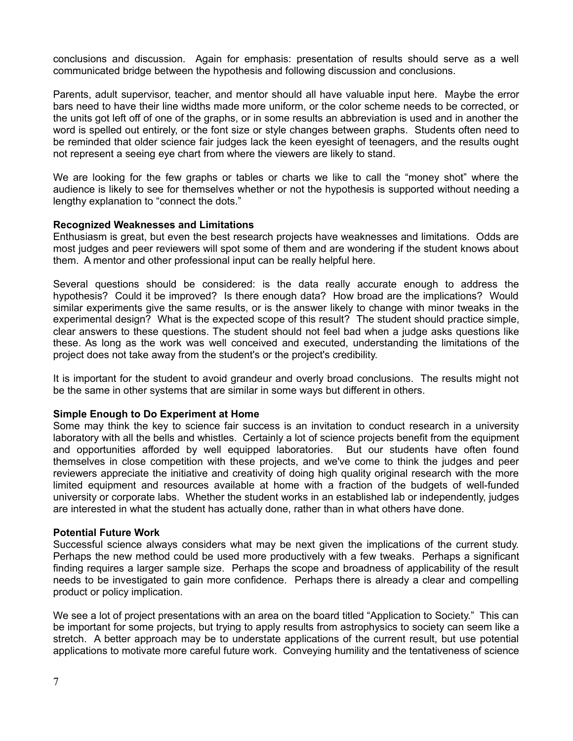conclusions and discussion. Again for emphasis: presentation of results should serve as a well communicated bridge between the hypothesis and following discussion and conclusions.

Parents, adult supervisor, teacher, and mentor should all have valuable input here. Maybe the error bars need to have their line widths made more uniform, or the color scheme needs to be corrected, or the units got left off of one of the graphs, or in some results an abbreviation is used and in another the word is spelled out entirely, or the font size or style changes between graphs. Students often need to be reminded that older science fair judges lack the keen eyesight of teenagers, and the results ought not represent a seeing eye chart from where the viewers are likely to stand.

We are looking for the few graphs or tables or charts we like to call the "money shot" where the audience is likely to see for themselves whether or not the hypothesis is supported without needing a lengthy explanation to "connect the dots."

**Recognized Weaknesses and Limitations**

Enthusiasm is great, but even the best research projects have weaknesses and limitations. Odds are most judges and peer reviewers will spot some of them and are wondering if the student knows about them. A mentor and other professional input can be really helpful here.

Several questions should be considered: is the data really accurate enough to address the hypothesis? Could it be improved? Is there enough data? How broad are the implications? Would similar experiments give the same results, or is the answer likely to change with minor tweaks in the experimental design? What is the expected scope of this result? The student should practice simple, clear answers to these questions. The student should not feel bad when a judge asks questions like these. As long as the work was well conceived and executed, understanding the limitations of the project does not take away from the student's or the project's credibility.

It is important for the student to avoid grandeur and overly broad conclusions. The results might not be the same in other systems that are similar in some ways but different in others.

**Simple Enough to Do Experiment at Home**

Some may think the key to science fair success is an invitation to conduct research in a university laboratory with all the bells and whistles. Certainly a lot of science projects benefit from the equipment and opportunities afforded by well equipped laboratories. But our students have often found themselves in close competition with these projects, and we've come to think the judges and peer reviewers appreciate the initiative and creativity of doing high quality original research with the more limited equipment and resources available at home with a fraction of the budgets of well-funded university or corporate labs. Whether the student works in an established lab or independently, judges are interested in what the student has actually done, rather than in what others have done.

**Potential Future Work**

Successful science always considers what may be next given the implications of the current study. Perhaps the new method could be used more productively with a few tweaks. Perhaps a significant finding requires a larger sample size. Perhaps the scope and broadness of applicability of the result needs to be investigated to gain more confidence. Perhaps there is already a clear and compelling product or policy implication.

We see a lot of project presentations with an area on the board titled "Application to Society." This can be important for some projects, but trying to apply results from astrophysics to society can seem like a stretch. A better approach may be to understate applications of the current result, but use potential applications to motivate more careful future work. Conveying humility and the tentativeness of science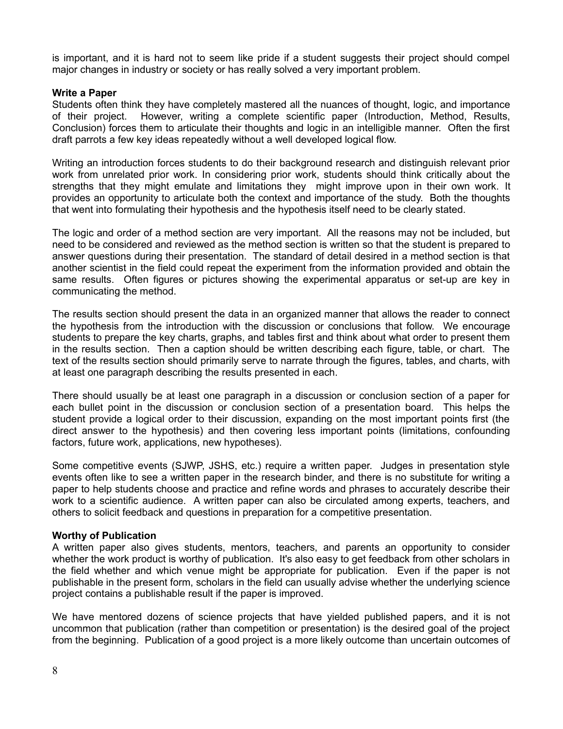is important, and it is hard not to seem like pride if a student suggests their project should compel major changes in industry or society or has really solved a very important problem.

**Write a Paper**

Students often think they have completely mastered all the nuances of thought, logic, and importance of their project. However, writing a complete scientific paper (Introduction, Method, Results, Conclusion) forces them to articulate their thoughts and logic in an intelligible manner. Often the first draft parrots a few key ideas repeatedly without a well developed logical flow.

Writing an introduction forces students to do their background research and distinguish relevant prior work from unrelated prior work. In considering prior work, students should think critically about the strengths that they might emulate and limitations they might improve upon in their own work. It provides an opportunity to articulate both the context and importance of the study. Both the thoughts that went into formulating their hypothesis and the hypothesis itself need to be clearly stated.

The logic and order of a method section are very important. All the reasons may not be included, but need to be considered and reviewed as the method section is written so that the student is prepared to answer questions during their presentation. The standard of detail desired in a method section is that another scientist in the field could repeat the experiment from the information provided and obtain the same results. Often figures or pictures showing the experimental apparatus or set-up are key in communicating the method.

The results section should present the data in an organized manner that allows the reader to connect the hypothesis from the introduction with the discussion or conclusions that follow. We encourage students to prepare the key charts, graphs, and tables first and think about what order to present them in the results section. Then a caption should be written describing each figure, table, or chart. The text of the results section should primarily serve to narrate through the figures, tables, and charts, with at least one paragraph describing the results presented in each.

There should usually be at least one paragraph in a discussion or conclusion section of a paper for each bullet point in the discussion or conclusion section of a presentation board. This helps the student provide a logical order to their discussion, expanding on the most important points first (the direct answer to the hypothesis) and then covering less important points (limitations, confounding factors, future work, applications, new hypotheses).

Some competitive events (SJWP, JSHS, etc.) require a written paper. Judges in presentation style events often like to see a written paper in the research binder, and there is no substitute for writing a paper to help students choose and practice and refine words and phrases to accurately describe their work to a scientific audience. A written paper can also be circulated among experts, teachers, and others to solicit feedback and questions in preparation for a competitive presentation.

**Worthy of Publication**

A written paper also gives students, mentors, teachers, and parents an opportunity to consider whether the work product is worthy of publication. It's also easy to get feedback from other scholars in the field whether and which venue might be appropriate for publication. Even if the paper is not publishable in the present form, scholars in the field can usually advise whether the underlying science project contains a publishable result if the paper is improved.

We have mentored dozens of science projects that have yielded published papers, and it is not uncommon that publication (rather than competition or presentation) is the desired goal of the project from the beginning. Publication of a good project is a more likely outcome than uncertain outcomes of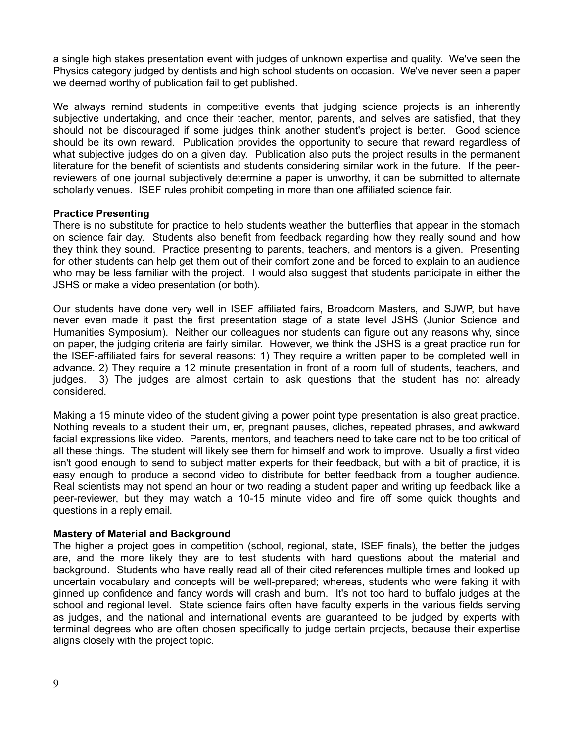a single high stakes presentation event with judges of unknown expertise and quality. We've seen the Physics category judged by dentists and high school students on occasion. We've never seen a paper we deemed worthy of publication fail to get published.

We always remind students in competitive events that judging science projects is an inherently subjective undertaking, and once their teacher, mentor, parents, and selves are satisfied, that they should not be discouraged if some judges think another student's project is better. Good science should be its own reward. Publication provides the opportunity to secure that reward regardless of what subjective judges do on a given day. Publication also puts the project results in the permanent literature for the benefit of scientists and students considering similar work in the future. If the peer-reviewers of one journal subjectively determine a paper is unworthy, it can be submitted to alternate scholarly venues. ISEF rules prohibit competing in more than one affiliated science fair.

**Practice Presenting**

There is no substitute for practice to help students weather the butterflies that appear in the stomach on science fair day. Students also benefit from feedback regarding how they really sound and how they think they sound. Practice presenting to parents, teachers, and mentors is a given. Presenting for other students can help get them out of their comfort zone and be forced to explain to an audience who may be less familiar with the project. I would also suggest that students participate in either the JSHS or make a video presentation (or both).

Our students have done very well in ISEF affiliated fairs, Broadcom Masters, and SJWP, but have never even made it past the first presentation stage of a state level JSHS (Junior Science and Humanities Symposium). Neither our colleagues nor students can figure out any reasons why, since on paper, the judging criteria are fairly similar. However, we think the JSHS is a great practice run for the ISEF-affiliated fairs for several reasons: 1) They require a written paper to be completed well in advance. 2) They require a 12 minute presentation in front of a room full of students, teachers, and judges. 3) The judges are almost certain to ask questions that the student has not already considered.

Making a 15 minute video of the student giving a power point type presentation is also great practice. Nothing reveals to a student their um, er, pregnant pauses, cliches, repeated phrases, and awkward facial expressions like video. Parents, mentors, and teachers need to take care not to be too critical of all these things. The student will likely see them for himself and work to improve. Usually a first video isn't good enough to send to subject matter experts for their feedback, but with a bit of practice, it is easy enough to produce a second video to distribute for better feedback from a tougher audience. Real scientists may not spend an hour or two reading a student paper and writing up feedback like a peer-reviewer, but they may watch a 10-15 minute video and fire off some quick thoughts and questions in a reply email.

**Mastery of Material and Background**

The higher a project goes in competition (school, regional, state, ISEF finals), the better the judges are, and the more likely they are to test students with hard questions about the material and background. Students who have really read all of their cited references multiple times and looked up uncertain vocabulary and concepts will be well-prepared; whereas, students who were faking it with ginned up confidence and fancy words will crash and burn. It's not too hard to buffalo judges at the school and regional level. State science fairs often have faculty experts in the various fields serving as judges, and the national and international events are guaranteed to be judged by experts with terminal degrees who are often chosen specifically to judge certain projects, because their expertise aligns closely with the project topic.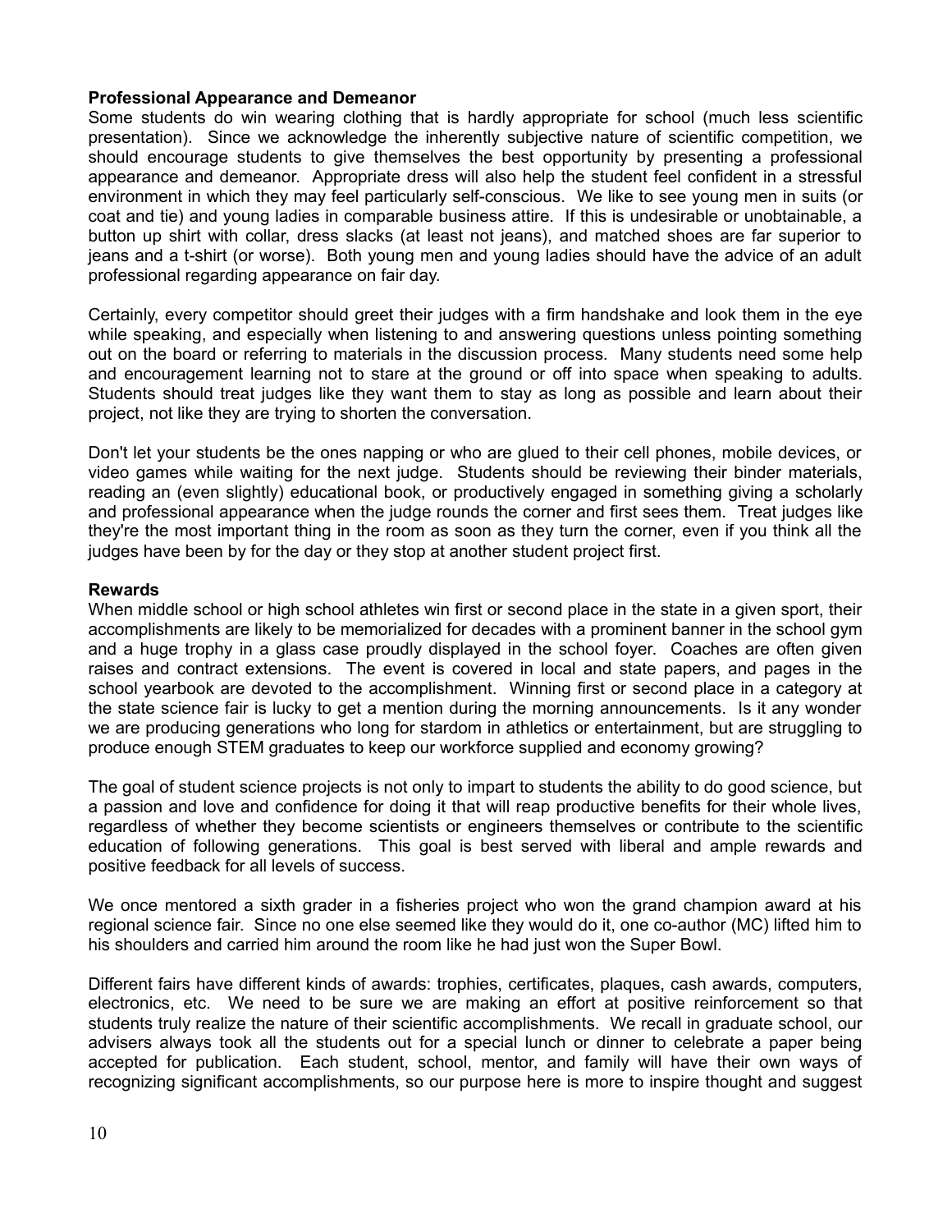**Professional Appearance and Demeanor**

Some students do win wearing clothing that is hardly appropriate for school (much less scientific presentation). Since we acknowledge the inherently subjective nature of scientific competition, we should encourage students to give themselves the best opportunity by presenting a professional appearance and demeanor. Appropriate dress will also help the student feel confident in a stressful environment in which they may feel particularly self-conscious. We like to see young men in suits (or coat and tie) and young ladies in comparable business attire. If this is undesirable or unobtainable, a button up shirt with collar, dress slacks (at least not jeans), and matched shoes are far superior to jeans and a t-shirt (or worse). Both young men and young ladies should have the advice of an adult professional regarding appearance on fair day.

Certainly, every competitor should greet their judges with a firm handshake and look them in the eye while speaking, and especially when listening to and answering questions unless pointing something out on the board or referring to materials in the discussion process. Many students need some help and encouragement learning not to stare at the ground or off into space when speaking to adults. Students should treat judges like they want them to stay as long as possible and learn about their project, not like they are trying to shorten the conversation.

Don't let your students be the ones napping or who are glued to their cell phones, mobile devices, or video games while waiting for the next judge. Students should be reviewing their binder materials, reading an (even slightly) educational book, or productively engaged in something giving a scholarly and professional appearance when the judge rounds the corner and first sees them. Treat judges like they're the most important thing in the room as soon as they turn the corner, even if you think all the judges have been by for the day or they stop at another student project first.

**Rewards**

When middle school or high school athletes win first or second place in the state in a given sport, their accomplishments are likely to be memorialized for decades with a prominent banner in the school gym and a huge trophy in a glass case proudly displayed in the school foyer. Coaches are often given raises and contract extensions. The event is covered in local and state papers, and pages in the school yearbook are devoted to the accomplishment. Winning first or second place in a category at the state science fair is lucky to get a mention during the morning announcements. Is it any wonder we are producing generations who long for stardom in athletics or entertainment, but are struggling to produce enough STEM graduates to keep our workforce supplied and economy growing?

The goal of student science projects is not only to impart to students the ability to do good science, but a passion and love and confidence for doing it that will reap productive benefits for their whole lives, regardless of whether they become scientists or engineers themselves or contribute to the scientific education of following generations. This goal is best served with liberal and ample rewards and positive feedback for all levels of success.

We once mentored a sixth grader in a fisheries project who won the grand champion award at his regional science fair. Since no one else seemed like they would do it, one co-author (MC) lifted him to his shoulders and carried him around the room like he had just won the Super Bowl.

Different fairs have different kinds of awards: trophies, certificates, plaques, cash awards, computers, electronics, etc. We need to be sure we are making an effort at positive reinforcement so that students truly realize the nature of their scientific accomplishments. We recall in graduate school, our advisers always took all the students out for a special lunch or dinner to celebrate a paper being accepted for publication. Each student, school, mentor, and family will have their own ways of recognizing significant accomplishments, so our purpose here is more to inspire thought and suggest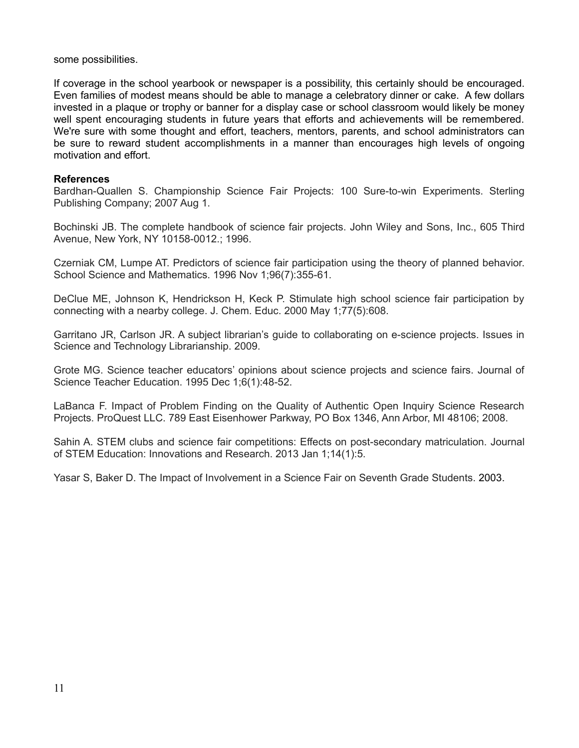some possibilities.

If coverage in the school yearbook or newspaper is a possibility, this certainly should be encouraged. Even families of modest means should be able to manage a celebratory dinner or cake. A few dollars invested in a plaque or trophy or banner for a display case or school classroom would likely be money well spent encouraging students in future years that efforts and achievements will be remembered. We're sure with some thought and effort, teachers, mentors, parents, and school administrators can be sure to reward student accomplishments in a manner than encourages high levels of ongoing motivation and effort.

**References**

Bardhan-Quallen S. Championship Science Fair Projects: 100 Sure-to-win Experiments. Sterling Publishing Company; 2007 Aug 1.

Bochinski JB. The complete handbook of science fair projects. John Wiley and Sons, Inc., 605 Third Avenue, New York, NY 10158-0012.; 1996.

Czerniak CM, Lumpe AT. Predictors of science fair participation using the theory of planned behavior. School Science and Mathematics. 1996 Nov 1;96(7):355-61.

DeClue ME, Johnson K, Hendrickson H, Keck P. Stimulate high school science fair participation by connecting with a nearby college. J. Chem. Educ. 2000 May 1;77(5):608.

Garritano JR, Carlson JR. A subject librarian's guide to collaborating on e-science projects. Issues in Science and Technology Librarianship. 2009.

Grote MG. Science teacher educators' opinions about science projects and science fairs. Journal of Science Teacher Education. 1995 Dec 1;6(1):48-52.

LaBanca F. Impact of Problem Finding on the Quality of Authentic Open Inquiry Science Research Projects. ProQuest LLC. 789 East Eisenhower Parkway, PO Box 1346, Ann Arbor, MI 48106; 2008.

Sahin A. STEM clubs and science fair competitions: Effects on post-secondary matriculation. Journal of STEM Education: Innovations and Research. 2013 Jan 1;14(1):5.

Yasar S, Baker D. The Impact of Involvement in a Science Fair on Seventh Grade Students. 2003.